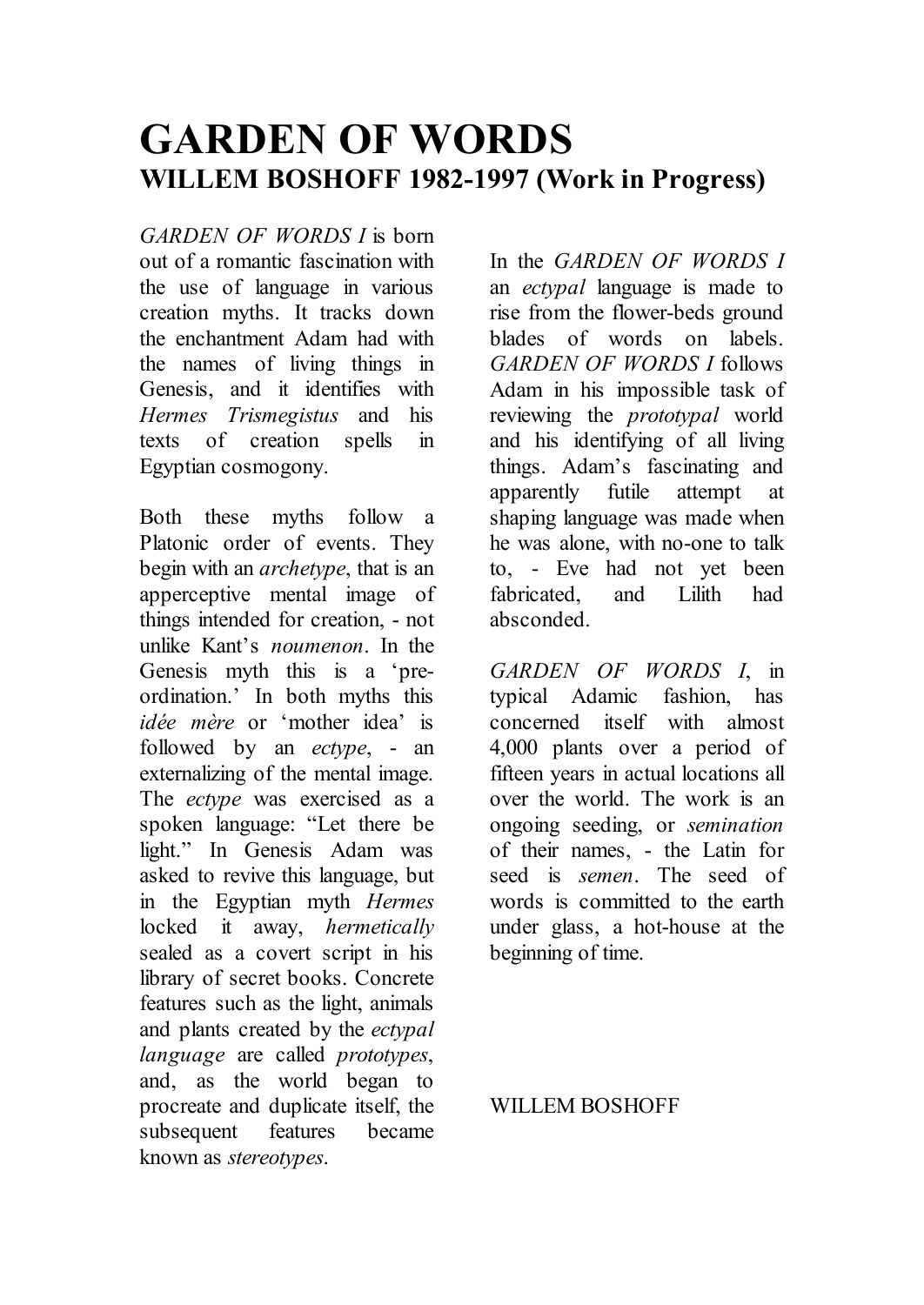# GARDEN OF WORDS
## WILLEM BOSHOFF 1982-1997 (Work in Progress)

*GARDEN OF WORDS I* is born out of a romantic fascination with the use of language in various creation myths. It tracks down the enchantment Adam had with the names of living things in Genesis, and it identifies with *Hermes Trismegistus* and his texts of creation spells in Egyptian cosmogony.

Both these myths follow a Platonic order of events. They begin with an *archetype*, that is an apperceptive mental image of things intended for creation, - not unlike Kant's *noumenon*. In the Genesis myth this is a 'pre-ordination.' In both myths this *idée mère* or 'mother idea' is followed by an *ectype*, - an externalizing of the mental image. The *ectype* was exercised as a spoken language: "Let there be light." In Genesis Adam was asked to revive this language, but in the Egyptian myth *Hermes* locked it away, *hermetically* sealed as a covert script in his library of secret books. Concrete features such as the light, animals and plants created by the *ectypal language* are called *prototypes*, and, as the world began to procreate and duplicate itself, the subsequent features became known as *stereotypes*.

In the *GARDEN OF WORDS I* an *ectypal* language is made to rise from the flower-beds ground blades of words on labels. *GARDEN OF WORDS I* follows Adam in his impossible task of reviewing the *prototypal* world and his identifying of all living things. Adam's fascinating and apparently futile attempt at shaping language was made when he was alone, with no-one to talk to, - Eve had not yet been fabricated, and Lilith had absconded.

*GARDEN OF WORDS I*, in typical Adamic fashion, has concerned itself with almost 4,000 plants over a period of fifteen years in actual locations all over the world. The work is an ongoing seeding, or *semination* of their names, - the Latin for seed is *semen*. The seed of words is committed to the earth under glass, a hot-house at the beginning of time.

WILLEM BOSHOFF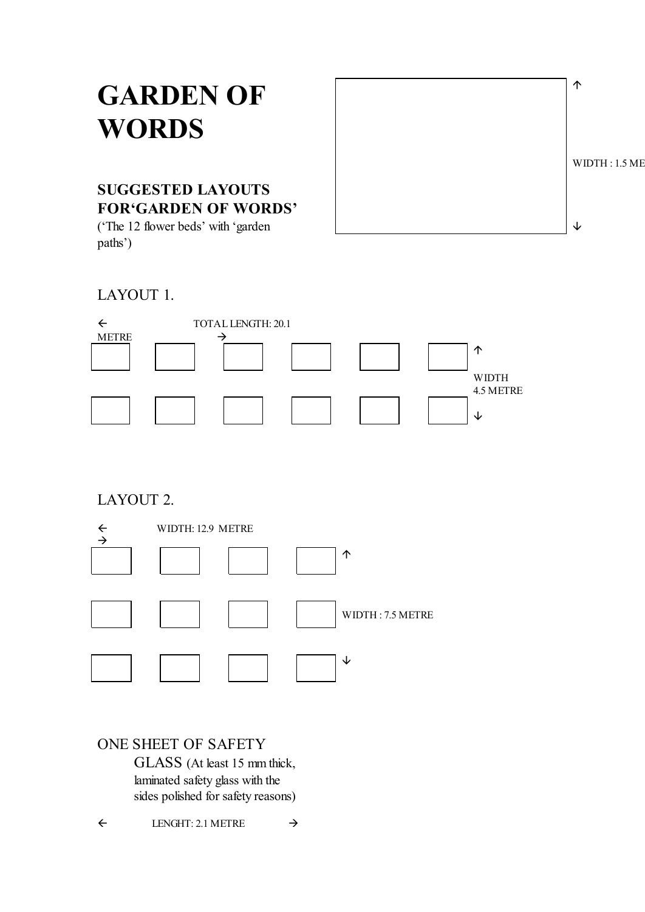# GARDEN OF WORDS

## SUGGESTED LAYOUTS FOR'GARDEN OF WORDS'

('The 12 flower beds' with 'garden paths')

WIDTH : 1.5 ME

LAYOUT 1.

← TOTAL LENGTH: 20.1 METRE →

WIDTH 4.5 METRE

LAYOUT 2.

← WIDTH: 12.9 METRE →

WIDTH : 7.5 METRE

ONE SHEET OF SAFETY GLASS (At least 15 mm thick, laminated safety glass with the sides polished for safety reasons)

← LENGHT: 2.1 METRE →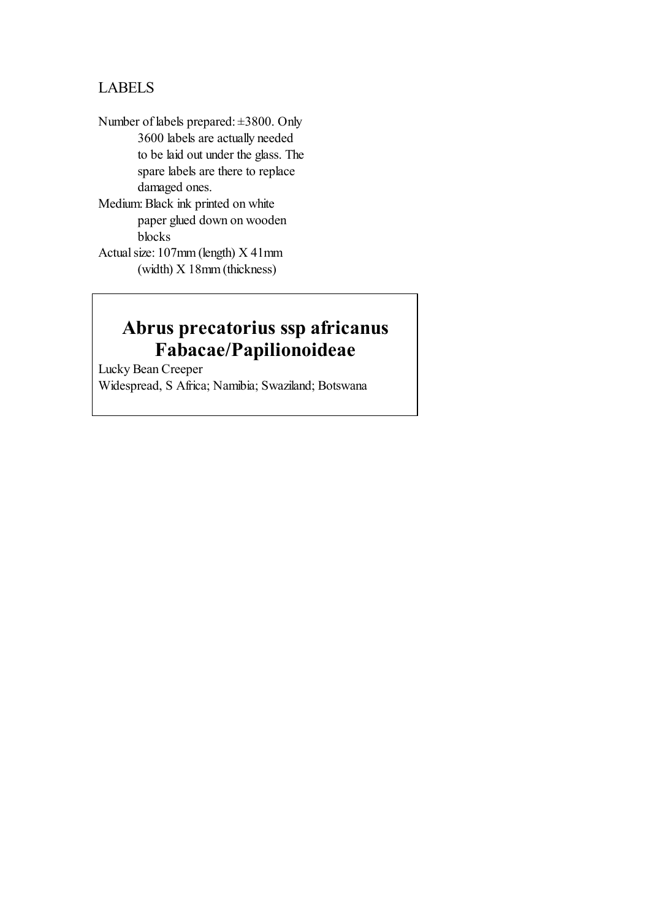## LABELS

Number of labels prepared: ±3800. Only 3600 labels are actually needed to be laid out under the glass. The spare labels are there to replace damaged ones.

Medium: Black ink printed on white paper glued down on wooden blocks

Actual size: 107mm (length) X 41mm (width) X 18mm (thickness)

**Abrus precatorius ssp africanus**
**Fabacae/Papilionoideae**

Lucky Bean Creeper

Widespread, S Africa; Namibia; Swaziland; Botswana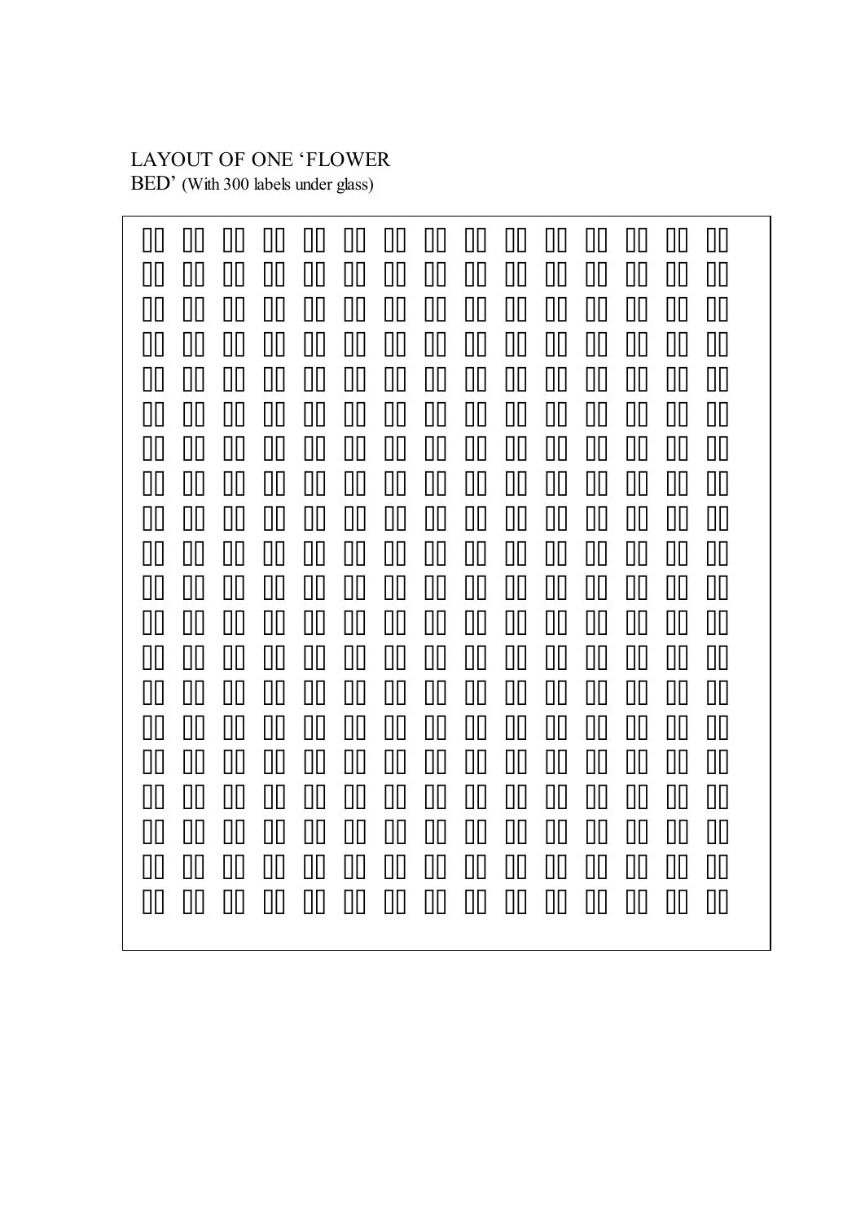LAYOUT OF ONE 'FLOWER BED' (With 300 labels under glass)

□□ □□ □□ □□ □□ □□ □□ □□ □□ □□ □□ □□ □□ □□ □□
□□ □□ □□ □□ □□ □□ □□ □□ □□ □□ □□ □□ □□ □□ □□
□□ □□ □□ □□ □□ □□ □□ □□ □□ □□ □□ □□ □□ □□ □□
□□ □□ □□ □□ □□ □□ □□ □□ □□ □□ □□ □□ □□ □□ □□
□□ □□ □□ □□ □□ □□ □□ □□ □□ □□ □□ □□ □□ □□ □□
□□ □□ □□ □□ □□ □□ □□ □□ □□ □□ □□ □□ □□ □□ □□
□□ □□ □□ □□ □□ □□ □□ □□ □□ □□ □□ □□ □□ □□ □□
□□ □□ □□ □□ □□ □□ □□ □□ □□ □□ □□ □□ □□ □□ □□
□□ □□ □□ □□ □□ □□ □□ □□ □□ □□ □□ □□ □□ □□ □□
□□ □□ □□ □□ □□ □□ □□ □□ □□ □□ □□ □□ □□ □□ □□
□□ □□ □□ □□ □□ □□ □□ □□ □□ □□ □□ □□ □□ □□ □□
□□ □□ □□ □□ □□ □□ □□ □□ □□ □□ □□ □□ □□ □□ □□
□□ □□ □□ □□ □□ □□ □□ □□ □□ □□ □□ □□ □□ □□ □□
□□ □□ □□ □□ □□ □□ □□ □□ □□ □□ □□ □□ □□ □□ □□
□□ □□ □□ □□ □□ □□ □□ □□ □□ □□ □□ □□ □□ □□ □□
□□ □□ □□ □□ □□ □□ □□ □□ □□ □□ □□ □□ □□ □□ □□
□□ □□ □□ □□ □□ □□ □□ □□ □□ □□ □□ □□ □□ □□ □□
□□ □□ □□ □□ □□ □□ □□ □□ □□ □□ □□ □□ □□ □□ □□
□□ □□ □□ □□ □□ □□ □□ □□ □□ □□ □□ □□ □□ □□ □□
□□ □□ □□ □□ □□ □□ □□ □□ □□ □□ □□ □□ □□ □□ □□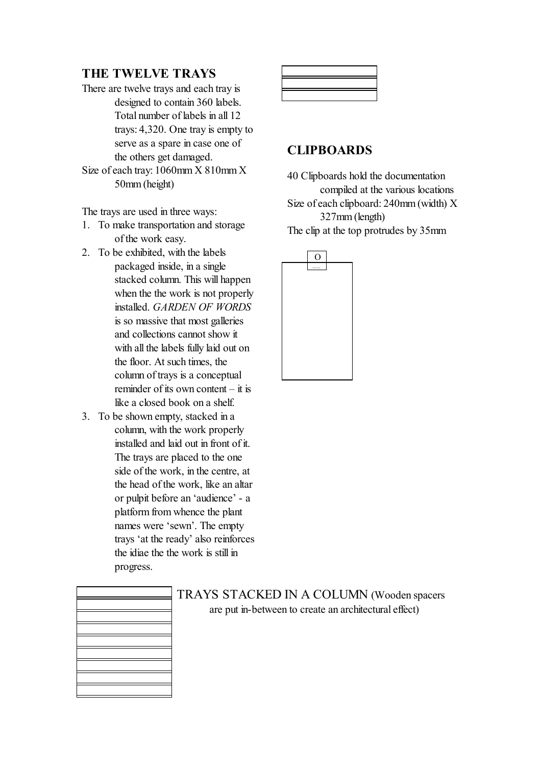## THE TWELVE TRAYS

There are twelve trays and each tray is designed to contain 360 labels. Total number of labels in all 12 trays: 4,320. One tray is empty to serve as a spare in case one of the others get damaged.

Size of each tray: 1060mm X 810mm X 50mm (height)

The trays are used in three ways:

1. To make transportation and storage of the work easy.
2. To be exhibited, with the labels packaged inside, in a single stacked column. This will happen when the the work is not properly installed. *GARDEN OF WORDS* is so massive that most galleries and collections cannot show it with all the labels fully laid out on the floor. At such times, the column of trays is a conceptual reminder of its own content – it is like a closed book on a shelf.
3. To be shown empty, stacked in a column, with the work properly installed and laid out in front of it. The trays are placed to the one side of the work, in the centre, at the head of the work, like an altar or pulpit before an 'audience' - a platform from whence the plant names were 'sewn'. The empty trays 'at the ready' also reinforces the idiae the the work is still in progress.

TRAYS STACKED IN A COLUMN (Wooden spacers are put in-between to create an architectural effect)

## CLIPBOARDS

40 Clipboards hold the documentation compiled at the various locations

Size of each clipboard: 240mm (width) X 327mm (length)

The clip at the top protrudes by 35mm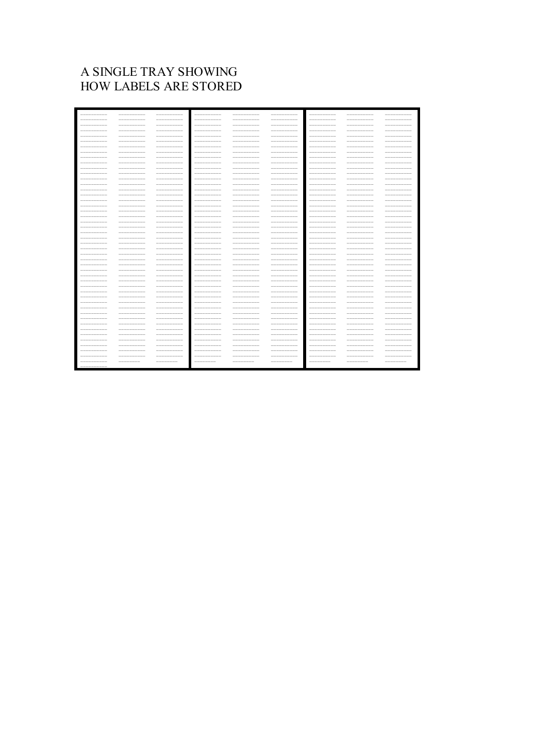A SINGLE TRAY SHOWING
HOW LABELS ARE STORED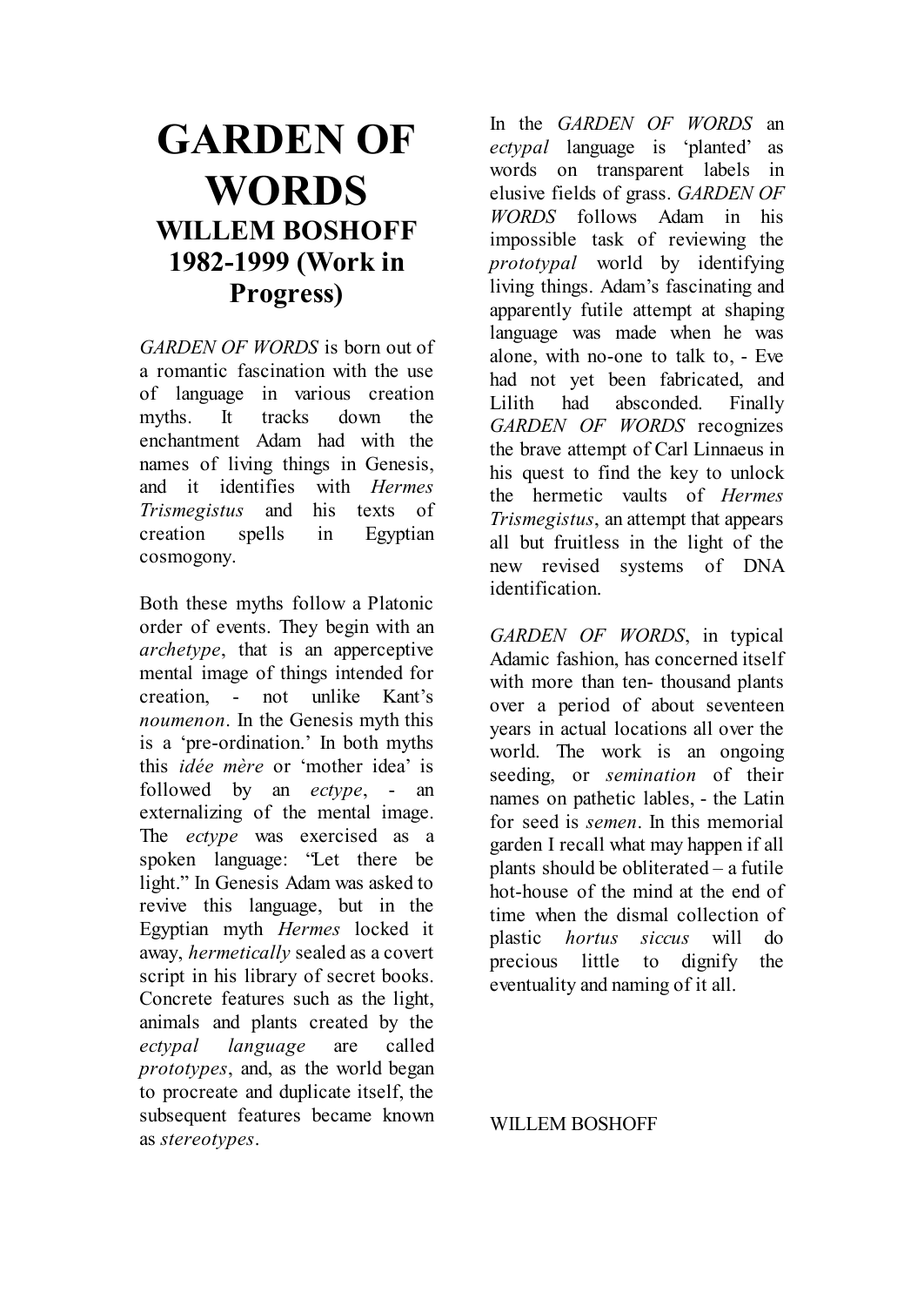# GARDEN OF WORDS

## WILLEM BOSHOFF

## 1982-1999 (Work in Progress)

*GARDEN OF WORDS* is born out of a romantic fascination with the use of language in various creation myths. It tracks down the enchantment Adam had with the names of living things in Genesis, and it identifies with *Hermes Trismegistus* and his texts of creation spells in Egyptian cosmogony.

Both these myths follow a Platonic order of events. They begin with an *archetype*, that is an apperceptive mental image of things intended for creation, - not unlike Kant's *noumenon*. In the Genesis myth this is a 'pre-ordination.' In both myths this *idée mère* or 'mother idea' is followed by an *ectype*, - an externalizing of the mental image. The *ectype* was exercised as a spoken language: "Let there be light." In Genesis Adam was asked to revive this language, but in the Egyptian myth *Hermes* locked it away, *hermetically* sealed as a covert script in his library of secret books. Concrete features such as the light, animals and plants created by the *ectypal language* are called *prototypes*, and, as the world began to procreate and duplicate itself, the subsequent features became known as *stereotypes*.

In the *GARDEN OF WORDS* an *ectypal* language is 'planted' as words on transparent labels in elusive fields of grass. *GARDEN OF WORDS* follows Adam in his impossible task of reviewing the *prototypal* world by identifying living things. Adam's fascinating and apparently futile attempt at shaping language was made when he was alone, with no-one to talk to, - Eve had not yet been fabricated, and Lilith had absconded. Finally *GARDEN OF WORDS* recognizes the brave attempt of Carl Linnaeus in his quest to find the key to unlock the hermetic vaults of *Hermes Trismegistus*, an attempt that appears all but fruitless in the light of the new revised systems of DNA identification.

*GARDEN OF WORDS*, in typical Adamic fashion, has concerned itself with more than ten- thousand plants over a period of about seventeen years in actual locations all over the world. The work is an ongoing seeding, or *semination* of their names on pathetic lables, - the Latin for seed is *semen*. In this memorial garden I recall what may happen if all plants should be obliterated – a futile hot-house of the mind at the end of time when the dismal collection of plastic *hortus siccus* will do precious little to dignify the eventuality and naming of it all.

WILLEM BOSHOFF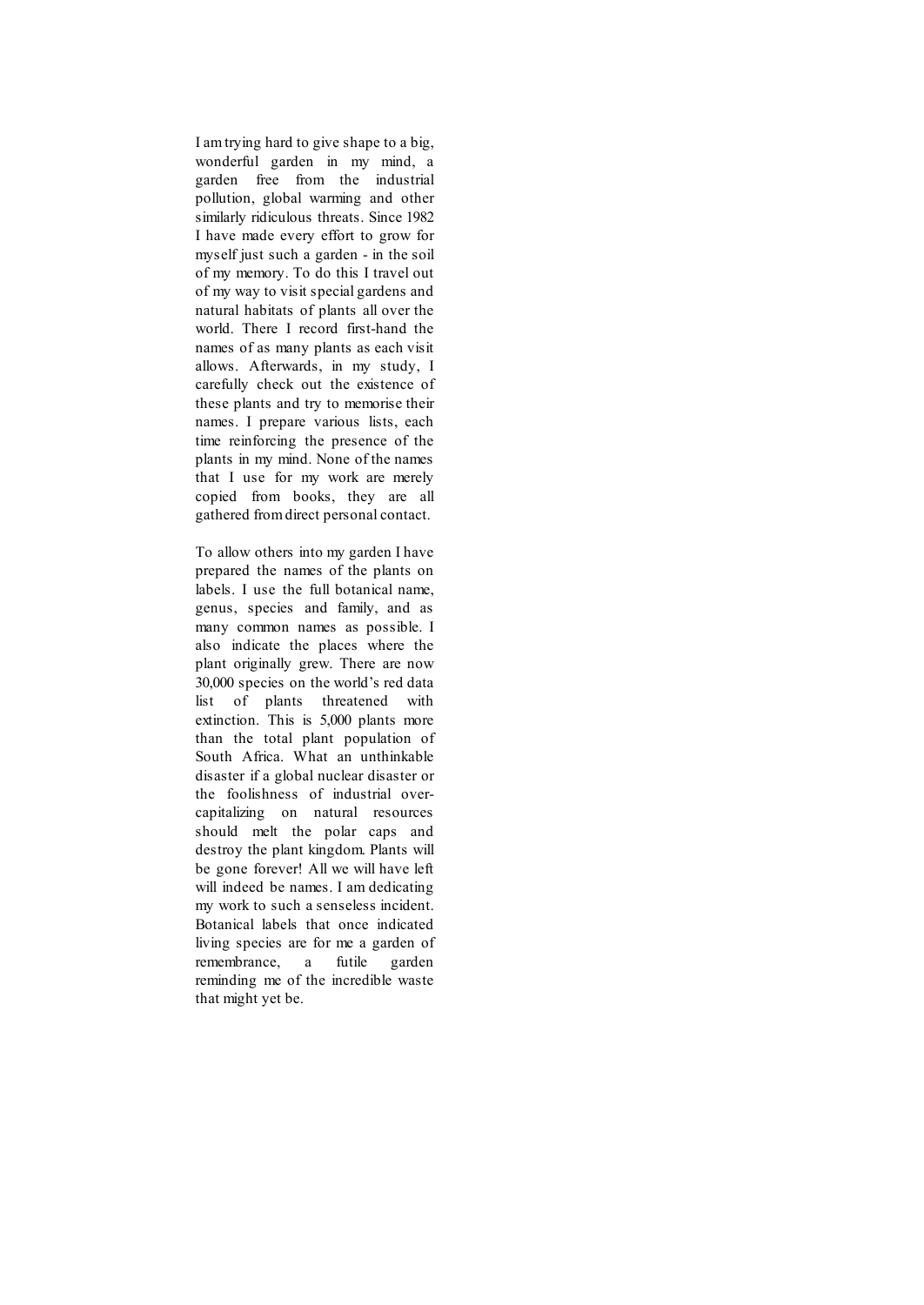I am trying hard to give shape to a big, wonderful garden in my mind, a garden free from the industrial pollution, global warming and other similarly ridiculous threats. Since 1982 I have made every effort to grow for myself just such a garden - in the soil of my memory. To do this I travel out of my way to visit special gardens and natural habitats of plants all over the world. There I record first-hand the names of as many plants as each visit allows. Afterwards, in my study, I carefully check out the existence of these plants and try to memorise their names. I prepare various lists, each time reinforcing the presence of the plants in my mind. None of the names that I use for my work are merely copied from books, they are all gathered from direct personal contact.

To allow others into my garden I have prepared the names of the plants on labels. I use the full botanical name, genus, species and family, and as many common names as possible. I also indicate the places where the plant originally grew. There are now 30,000 species on the world's red data list of plants threatened with extinction. This is 5,000 plants more than the total plant population of South Africa. What an unthinkable disaster if a global nuclear disaster or the foolishness of industrial over-capitalizing on natural resources should melt the polar caps and destroy the plant kingdom. Plants will be gone forever! All we will have left will indeed be names. I am dedicating my work to such a senseless incident. Botanical labels that once indicated living species are for me a garden of remembrance, a futile garden reminding me of the incredible waste that might yet be.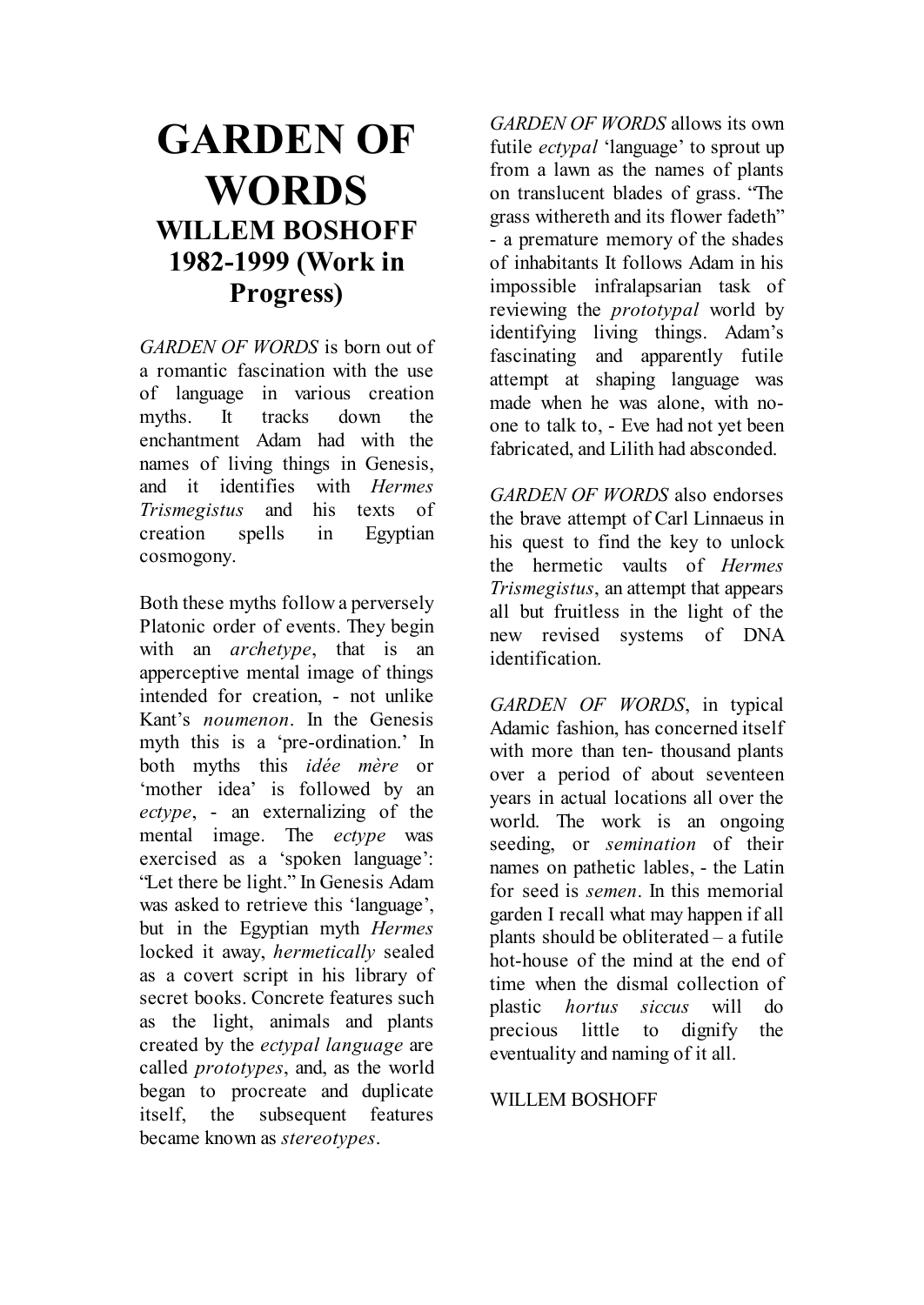# GARDEN OF WORDS

## WILLEM BOSHOFF 1982-1999 (Work in Progress)

*GARDEN OF WORDS* is born out of a romantic fascination with the use of language in various creation myths. It tracks down the enchantment Adam had with the names of living things in Genesis, and it identifies with *Hermes Trismegistus* and his texts of creation spells in Egyptian cosmogony.

Both these myths follow a perversely Platonic order of events. They begin with an *archetype*, that is an apperceptive mental image of things intended for creation, - not unlike Kant's *noumenon*. In the Genesis myth this is a 'pre-ordination.' In both myths this *idée mère* or 'mother idea' is followed by an *ectype*, - an externalizing of the mental image. The *ectype* was exercised as a 'spoken language': "Let there be light." In Genesis Adam was asked to retrieve this 'language', but in the Egyptian myth *Hermes* locked it away, *hermetically* sealed as a covert script in his library of secret books. Concrete features such as the light, animals and plants created by the *ectypal language* are called *prototypes*, and, as the world began to procreate and duplicate itself, the subsequent features became known as *stereotypes*.

*GARDEN OF WORDS* allows its own futile *ectypal* 'language' to sprout up from a lawn as the names of plants on translucent blades of grass. "The grass withereth and its flower fadeth" - a premature memory of the shades of inhabitants It follows Adam in his impossible infralapsarian task of reviewing the *prototypal* world by identifying living things. Adam's fascinating and apparently futile attempt at shaping language was made when he was alone, with no-one to talk to, - Eve had not yet been fabricated, and Lilith had absconded.

*GARDEN OF WORDS* also endorses the brave attempt of Carl Linnaeus in his quest to find the key to unlock the hermetic vaults of *Hermes Trismegistus*, an attempt that appears all but fruitless in the light of the new revised systems of DNA identification.

*GARDEN OF WORDS*, in typical Adamic fashion, has concerned itself with more than ten- thousand plants over a period of about seventeen years in actual locations all over the world. The work is an ongoing seeding, or *semination* of their names on pathetic lables, - the Latin for seed is *semen*. In this memorial garden I recall what may happen if all plants should be obliterated – a futile hot-house of the mind at the end of time when the dismal collection of plastic *hortus siccus* will do precious little to dignify the eventuality and naming of it all.

WILLEM BOSHOFF